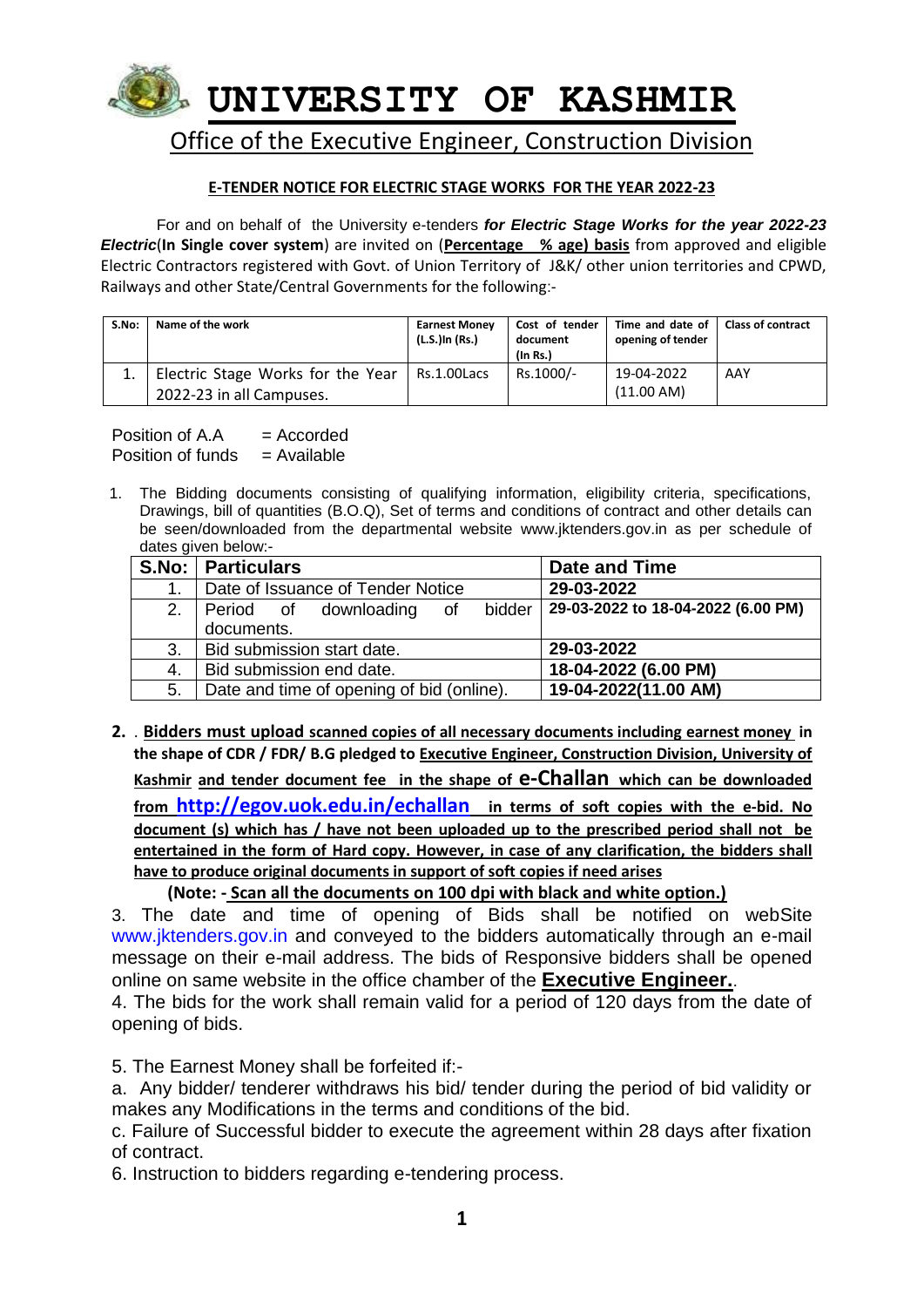# UNIVERSITY OF KASHMIR

## Office of the Executive Engineer, Construction Division

### E-TENDER NOTICE FOR ELECTRIC STAGE WORKS FOR THE YEAR 2022-23

For and on behalf of the University e-tenders ***for Electric Stage Works for the year 2022-23 Electric*** (**In Single cover system**) are invited on (**Percentage % age) basis** from approved and eligible Electric Contractors registered with Govt. of Union Territory of J&K/ other union territories and CPWD, Railways and other State/Central Governments for the following:-

| S.No: | Name of the work | Earnest Money (L.S.)In (Rs.) | Cost of tender document (In Rs.) | Time and date of opening of tender | Class of contract |
|---|---|---|---|---|---|
| 1. | Electric Stage Works for the Year 2022-23 in all Campuses. | Rs.1.00Lacs | Rs.1000/- | 19-04-2022 (11.00 AM) | AAY |

Position of A.A = Accorded
Position of funds = Available

1. The Bidding documents consisting of qualifying information, eligibility criteria, specifications, Drawings, bill of quantities (B.O.Q), Set of terms and conditions of contract and other details can be seen/downloaded from the departmental website www.jktenders.gov.in as per schedule of dates given below:-

| S.No: | Particulars | Date and Time |
|---|---|---|
| 1. | Date of Issuance of Tender Notice | **29-03-2022** |
| 2. | Period of downloading of bidder documents. | **29-03-2022 to 18-04-2022 (6.00 PM)** |
| 3. | Bid submission start date. | **29-03-2022** |
| 4. | Bid submission end date. | **18-04-2022 (6.00 PM)** |
| 5. | Date and time of opening of bid (online). | **19-04-2022(11.00 AM)** |

2. . **Bidders must upload scanned copies of all necessary documents including earnest money in the shape of CDR / FDR/ B.G pledged to Executive Engineer, Construction Division, University of Kashmir and tender document fee in the shape of e-Challan which can be downloaded from http://egov.uok.edu.in/echallan in terms of soft copies with the e-bid. No document (s) which has / have not been uploaded up to the prescribed period shall not be entertained in the form of Hard copy. However, in case of any clarification, the bidders shall have to produce original documents in support of soft copies if need arises**

   **(Note: - Scan all the documents on 100 dpi with black and white option.)**

3. The date and time of opening of Bids shall be notified on webSite www.jktenders.gov.in and conveyed to the bidders automatically through an e-mail message on their e-mail address. The bids of Responsive bidders shall be opened online on same website in the office chamber of the **Executive Engineer.**.

4. The bids for the work shall remain valid for a period of 120 days from the date of opening of bids.

5. The Earnest Money shall be forfeited if:-

a. Any bidder/ tenderer withdraws his bid/ tender during the period of bid validity or makes any Modifications in the terms and conditions of the bid.

c. Failure of Successful bidder to execute the agreement within 28 days after fixation of contract.

6. Instruction to bidders regarding e-tendering process.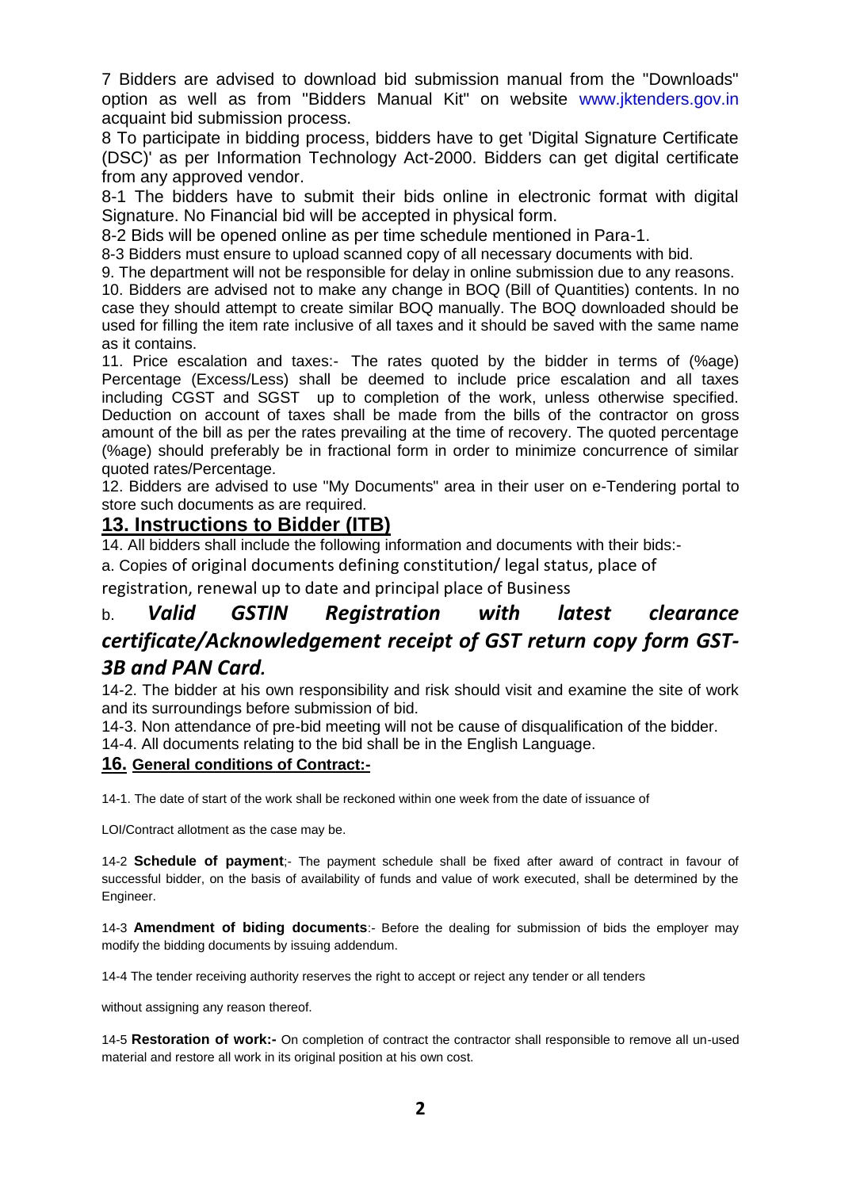7 Bidders are advised to download bid submission manual from the "Downloads" option as well as from "Bidders Manual Kit" on website www.jktenders.gov.in acquaint bid submission process.

8 To participate in bidding process, bidders have to get 'Digital Signature Certificate (DSC)' as per Information Technology Act-2000. Bidders can get digital certificate from any approved vendor.

8-1 The bidders have to submit their bids online in electronic format with digital Signature. No Financial bid will be accepted in physical form.

8-2 Bids will be opened online as per time schedule mentioned in Para-1.

8-3 Bidders must ensure to upload scanned copy of all necessary documents with bid.

9. The department will not be responsible for delay in online submission due to any reasons.

10. Bidders are advised not to make any change in BOQ (Bill of Quantities) contents. In no case they should attempt to create similar BOQ manually. The BOQ downloaded should be used for filling the item rate inclusive of all taxes and it should be saved with the same name as it contains.

11. Price escalation and taxes:- The rates quoted by the bidder in terms of (%age) Percentage (Excess/Less) shall be deemed to include price escalation and all taxes including CGST and SGST up to completion of the work, unless otherwise specified. Deduction on account of taxes shall be made from the bills of the contractor on gross amount of the bill as per the rates prevailing at the time of recovery. The quoted percentage (%age) should preferably be in fractional form in order to minimize concurrence of similar quoted rates/Percentage.

12. Bidders are advised to use "My Documents" area in their user on e-Tendering portal to store such documents as are required.

## 13. Instructions to Bidder (ITB)

14. All bidders shall include the following information and documents with their bids:-

a. Copies of original documents defining constitution/ legal status, place of registration, renewal up to date and principal place of Business

b. ***Valid GSTIN Registration with latest clearance certificate/Acknowledgement receipt of GST return copy form GST-3B and PAN Card.***

14-2. The bidder at his own responsibility and risk should visit and examine the site of work and its surroundings before submission of bid.

14-3. Non attendance of pre-bid meeting will not be cause of disqualification of the bidder.

14-4. All documents relating to the bid shall be in the English Language.

## 16. General conditions of Contract:-

14-1. The date of start of the work shall be reckoned within one week from the date of issuance of LOI/Contract allotment as the case may be.

14-2 **Schedule of payment**;- The payment schedule shall be fixed after award of contract in favour of successful bidder, on the basis of availability of funds and value of work executed, shall be determined by the Engineer.

14-3 **Amendment of biding documents**:- Before the dealing for submission of bids the employer may modify the bidding documents by issuing addendum.

14-4 The tender receiving authority reserves the right to accept or reject any tender or all tenders without assigning any reason thereof.

14-5 **Restoration of work:-** On completion of contract the contractor shall responsible to remove all un-used material and restore all work in its original position at his own cost.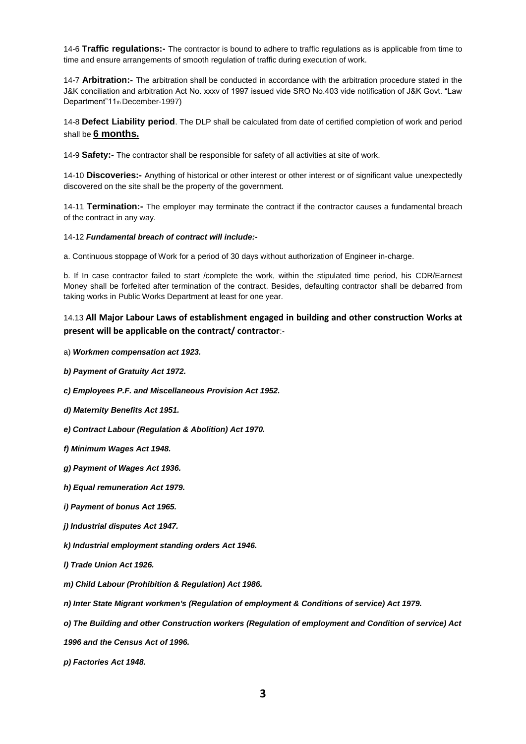14-6 **Traffic regulations:-** The contractor is bound to adhere to traffic regulations as is applicable from time to time and ensure arrangements of smooth regulation of traffic during execution of work.

14-7 **Arbitration:-** The arbitration shall be conducted in accordance with the arbitration procedure stated in the J&K conciliation and arbitration Act No. xxxv of 1997 issued vide SRO No.403 vide notification of J&K Govt. "Law Department"11th December-1997)

14-8 **Defect Liability period**. The DLP shall be calculated from date of certified completion of work and period shall be **6 months.**

14-9 **Safety:-** The contractor shall be responsible for safety of all activities at site of work.

14-10 **Discoveries:-** Anything of historical or other interest or other interest or of significant value unexpectedly discovered on the site shall be the property of the government.

14-11 **Termination:-** The employer may terminate the contract if the contractor causes a fundamental breach of the contract in any way.

14-12 ***Fundamental breach of contract will include:-***

a. Continuous stoppage of Work for a period of 30 days without authorization of Engineer in-charge.

b. If In case contractor failed to start /complete the work, within the stipulated time period, his CDR/Earnest Money shall be forfeited after termination of the contract. Besides, defaulting contractor shall be debarred from taking works in Public Works Department at least for one year.

14.13 **All Major Labour Laws of establishment engaged in building and other construction Works at present will be applicable on the contract/ contractor**:-

a) ***Workmen compensation act 1923.***

***b) Payment of Gratuity Act 1972.***

***c) Employees P.F. and Miscellaneous Provision Act 1952.***

***d) Maternity Benefits Act 1951.***

***e) Contract Labour (Regulation & Abolition) Act 1970.***

***f) Minimum Wages Act 1948.***

***g) Payment of Wages Act 1936.***

***h) Equal remuneration Act 1979.***

***i) Payment of bonus Act 1965.***

***j) Industrial disputes Act 1947.***

***k) Industrial employment standing orders Act 1946.***

***l) Trade Union Act 1926.***

***m) Child Labour (Prohibition & Regulation) Act 1986.***

***n) Inter State Migrant workmen's (Regulation of employment & Conditions of service) Act 1979.***

***o) The Building and other Construction workers (Regulation of employment and Condition of service) Act 1996 and the Census Act of 1996.***

***p) Factories Act 1948.***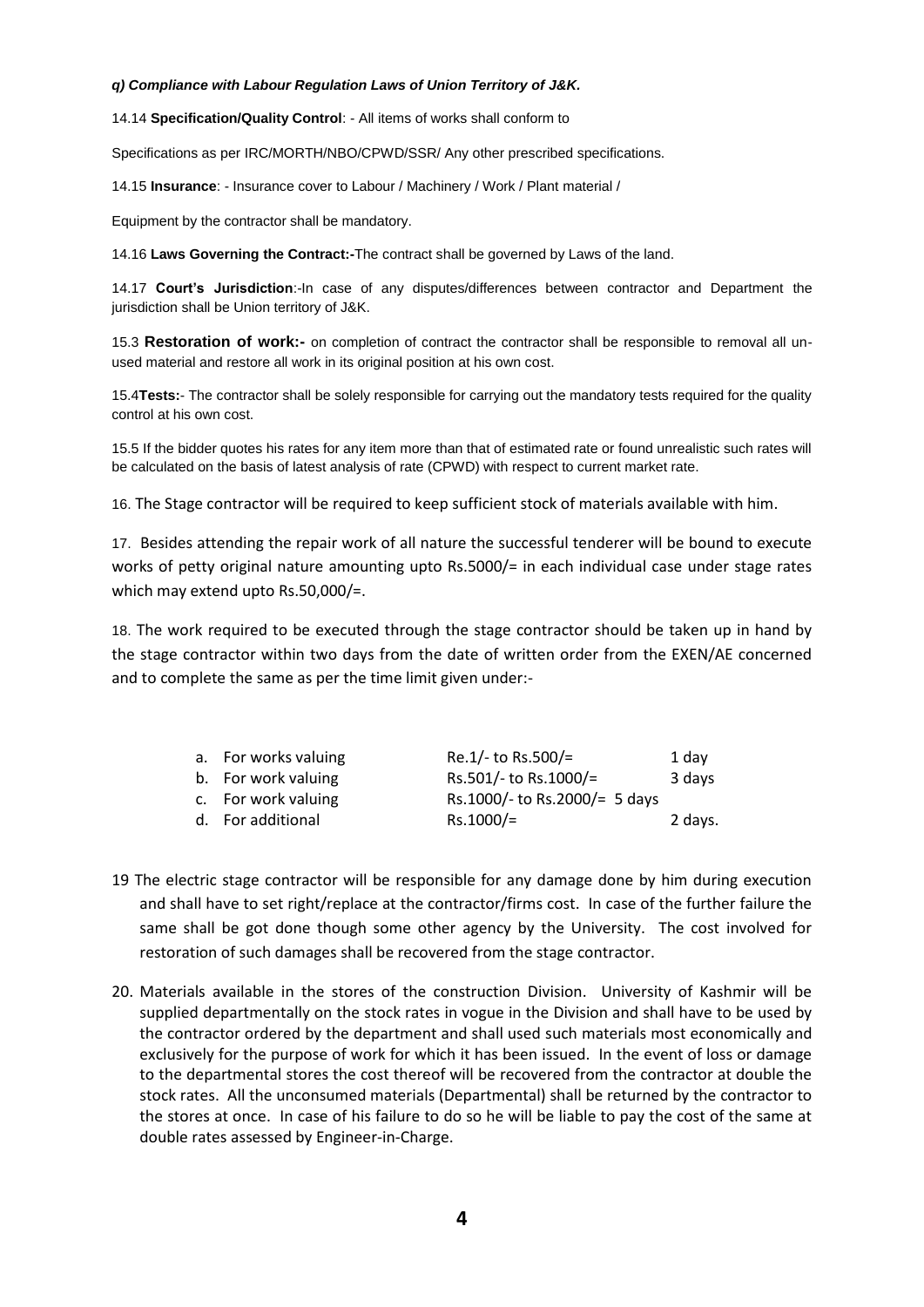***q) Compliance with Labour Regulation Laws of Union Territory of J&K.***

14.14 **Specification/Quality Control**: - All items of works shall conform to

Specifications as per IRC/MORTH/NBO/CPWD/SSR/ Any other prescribed specifications.

14.15 **Insurance**: - Insurance cover to Labour / Machinery / Work / Plant material /

Equipment by the contractor shall be mandatory.

14.16 **Laws Governing the Contract:-**The contract shall be governed by Laws of the land.

14.17 **Court's Jurisdiction**:-In case of any disputes/differences between contractor and Department the jurisdiction shall be Union territory of J&K.

15.3 **Restoration of work:-** on completion of contract the contractor shall be responsible to removal all un-used material and restore all work in its original position at his own cost.

15.4**Tests:**- The contractor shall be solely responsible for carrying out the mandatory tests required for the quality control at his own cost.

15.5 If the bidder quotes his rates for any item more than that of estimated rate or found unrealistic such rates will be calculated on the basis of latest analysis of rate (CPWD) with respect to current market rate.

16. The Stage contractor will be required to keep sufficient stock of materials available with him.

17. Besides attending the repair work of all nature the successful tenderer will be bound to execute works of petty original nature amounting upto Rs.5000/= in each individual case under stage rates which may extend upto Rs.50,000/=.

18. The work required to be executed through the stage contractor should be taken up in hand by the stage contractor within two days from the date of written order from the EXEN/AE concerned and to complete the same as per the time limit given under:-

| | | |
|---|---|---|
| a. For works valuing | Re.1/- to Rs.500/= | 1 day |
| b. For work valuing | Rs.501/- to Rs.1000/= | 3 days |
| c. For work valuing | Rs.1000/- to Rs.2000/= | 5 days |
| d. For additional | Rs.1000/= | 2 days. |

19 The electric stage contractor will be responsible for any damage done by him during execution and shall have to set right/replace at the contractor/firms cost. In case of the further failure the same shall be got done though some other agency by the University. The cost involved for restoration of such damages shall be recovered from the stage contractor.

20. Materials available in the stores of the construction Division. University of Kashmir will be supplied departmentally on the stock rates in vogue in the Division and shall have to be used by the contractor ordered by the department and shall used such materials most economically and exclusively for the purpose of work for which it has been issued. In the event of loss or damage to the departmental stores the cost thereof will be recovered from the contractor at double the stock rates. All the unconsumed materials (Departmental) shall be returned by the contractor to the stores at once. In case of his failure to do so he will be liable to pay the cost of the same at double rates assessed by Engineer-in-Charge.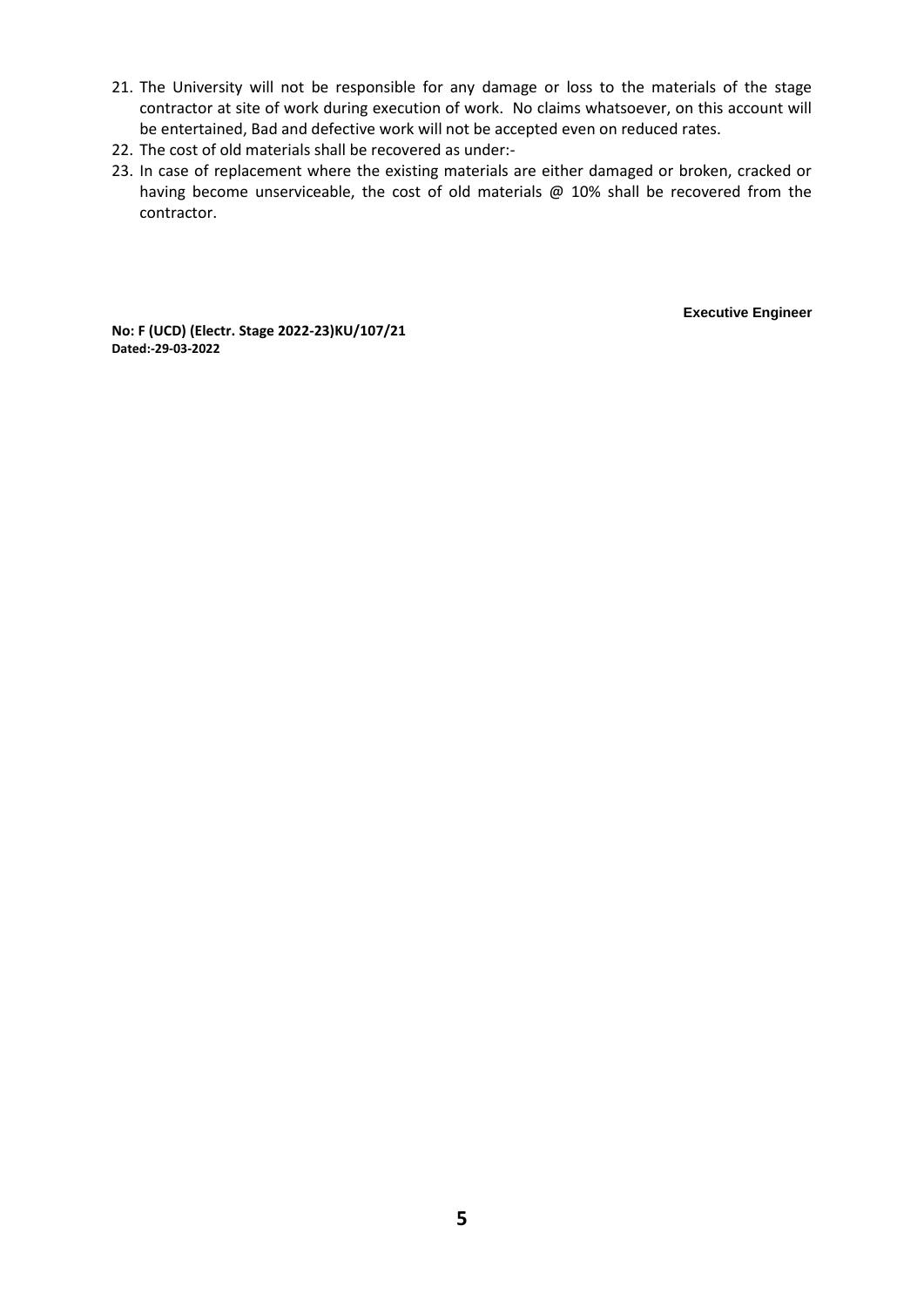21. The University will not be responsible for any damage or loss to the materials of the stage contractor at site of work during execution of work. No claims whatsoever, on this account will be entertained, Bad and defective work will not be accepted even on reduced rates.
22. The cost of old materials shall be recovered as under:-
23. In case of replacement where the existing materials are either damaged or broken, cracked or having become unserviceable, the cost of old materials @ 10% shall be recovered from the contractor.

**Executive Engineer**

**No: F (UCD) (Electr. Stage 2022-23)KU/107/21**
**Dated:-29-03-2022**